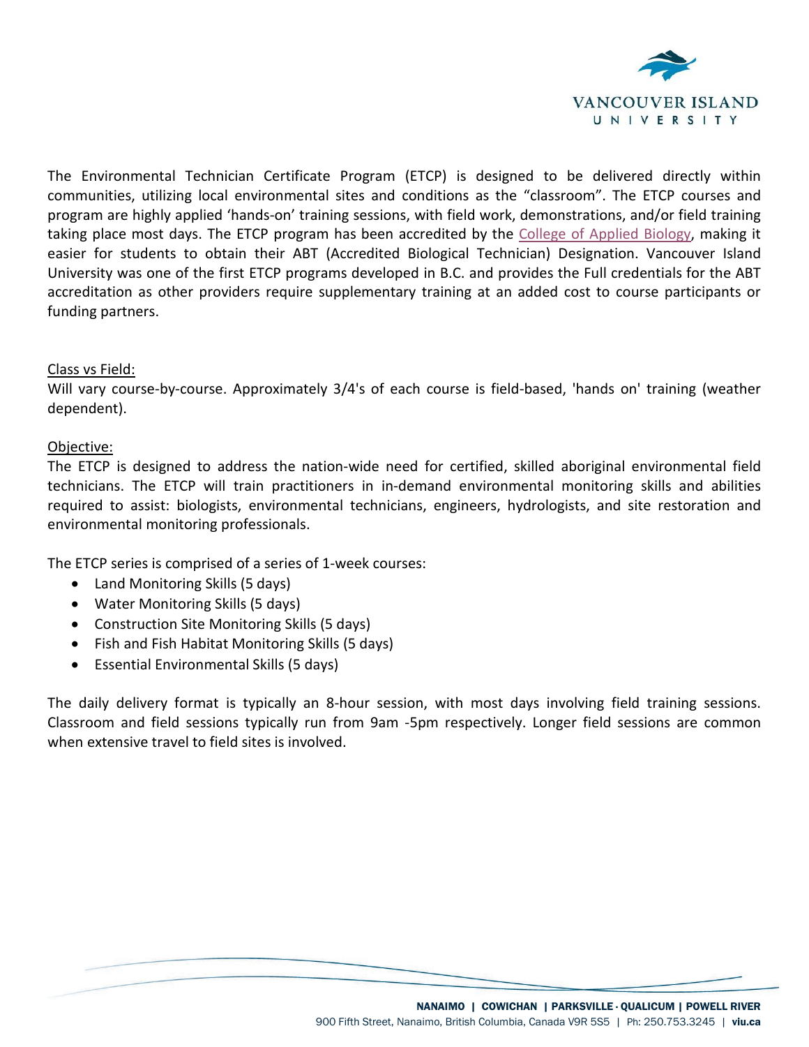The Environmental Technician Certificate Program (ETCP) is designed to be delivered directly within communities, utilizing local environmental sites and conditions as the "classroom". The ETCP courses and program are highly applied 'hands-on' training sessions, with field work, demonstrations, and/or field training taking place most days. The ETCP program has been accredited by the College of Applied Biology, making it easier for students to obtain their ABT (Accredited Biological Technician) Designation. Vancouver Island University was one of the first ETCP programs developed in B.C. and provides the Full credentials for the ABT accreditation as other providers require supplementary training at an added cost to course participants or funding partners.

Class vs Field:

Will vary course-by-course. Approximately 3/4's of each course is field-based, 'hands on' training (weather dependent).

Objective:

The ETCP is designed to address the nation-wide need for certified, skilled aboriginal environmental field technicians. The ETCP will train practitioners in in-demand environmental monitoring skills and abilities required to assist: biologists, environmental technicians, engineers, hydrologists, and site restoration and environmental monitoring professionals.

The ETCP series is comprised of a series of 1-week courses:

- Land Monitoring Skills (5 days)
- Water Monitoring Skills (5 days)
- Construction Site Monitoring Skills (5 days)
- Fish and Fish Habitat Monitoring Skills (5 days)
- Essential Environmental Skills (5 days)

The daily delivery format is typically an 8-hour session, with most days involving field training sessions. Classroom and field sessions typically run from 9am -5pm respectively. Longer field sessions are common when extensive travel to field sites is involved.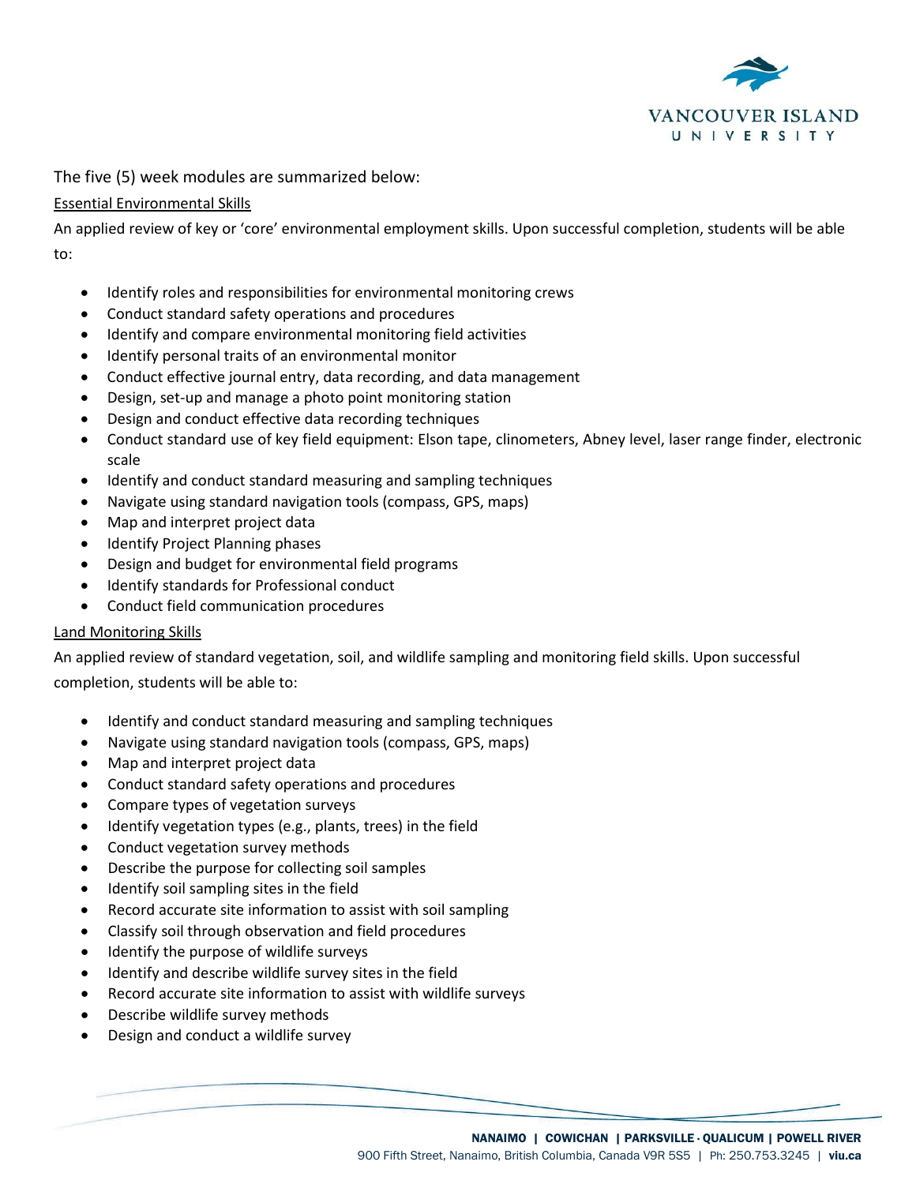The five (5) week modules are summarized below:

## Essential Environmental Skills

An applied review of key or 'core' environmental employment skills. Upon successful completion, students will be able to:

- Identify roles and responsibilities for environmental monitoring crews
- Conduct standard safety operations and procedures
- Identify and compare environmental monitoring field activities
- Identify personal traits of an environmental monitor
- Conduct effective journal entry, data recording, and data management
- Design, set-up and manage a photo point monitoring station
- Design and conduct effective data recording techniques
- Conduct standard use of key field equipment: Elson tape, clinometers, Abney level, laser range finder, electronic scale
- Identify and conduct standard measuring and sampling techniques
- Navigate using standard navigation tools (compass, GPS, maps)
- Map and interpret project data
- Identify Project Planning phases
- Design and budget for environmental field programs
- Identify standards for Professional conduct
- Conduct field communication procedures

## Land Monitoring Skills

An applied review of standard vegetation, soil, and wildlife sampling and monitoring field skills. Upon successful completion, students will be able to:

- Identify and conduct standard measuring and sampling techniques
- Navigate using standard navigation tools (compass, GPS, maps)
- Map and interpret project data
- Conduct standard safety operations and procedures
- Compare types of vegetation surveys
- Identify vegetation types (e.g., plants, trees) in the field
- Conduct vegetation survey methods
- Describe the purpose for collecting soil samples
- Identify soil sampling sites in the field
- Record accurate site information to assist with soil sampling
- Classify soil through observation and field procedures
- Identify the purpose of wildlife surveys
- Identify and describe wildlife survey sites in the field
- Record accurate site information to assist with wildlife surveys
- Describe wildlife survey methods
- Design and conduct a wildlife survey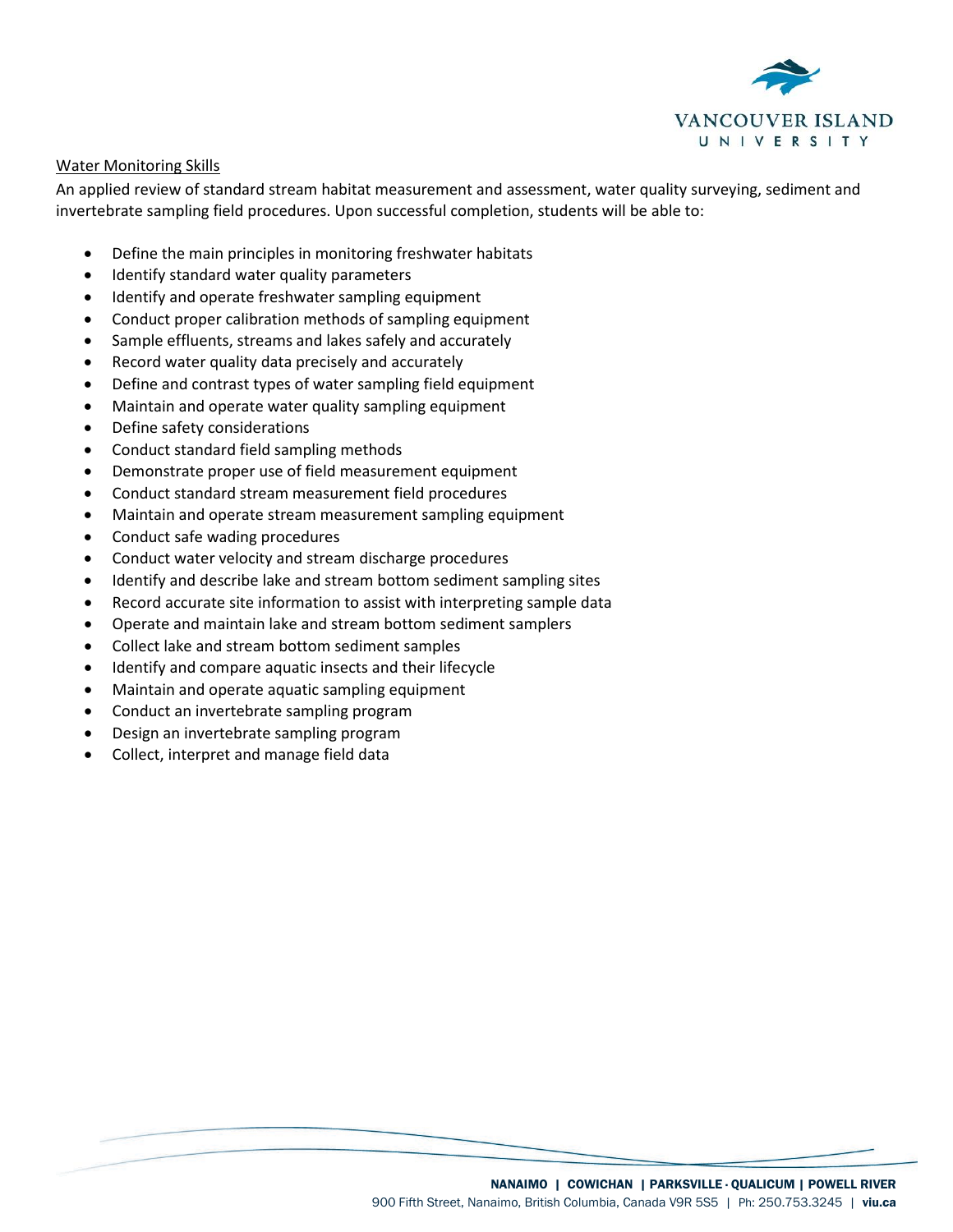## Water Monitoring Skills

An applied review of standard stream habitat measurement and assessment, water quality surveying, sediment and invertebrate sampling field procedures. Upon successful completion, students will be able to:

- Define the main principles in monitoring freshwater habitats
- Identify standard water quality parameters
- Identify and operate freshwater sampling equipment
- Conduct proper calibration methods of sampling equipment
- Sample effluents, streams and lakes safely and accurately
- Record water quality data precisely and accurately
- Define and contrast types of water sampling field equipment
- Maintain and operate water quality sampling equipment
- Define safety considerations
- Conduct standard field sampling methods
- Demonstrate proper use of field measurement equipment
- Conduct standard stream measurement field procedures
- Maintain and operate stream measurement sampling equipment
- Conduct safe wading procedures
- Conduct water velocity and stream discharge procedures
- Identify and describe lake and stream bottom sediment sampling sites
- Record accurate site information to assist with interpreting sample data
- Operate and maintain lake and stream bottom sediment samplers
- Collect lake and stream bottom sediment samples
- Identify and compare aquatic insects and their lifecycle
- Maintain and operate aquatic sampling equipment
- Conduct an invertebrate sampling program
- Design an invertebrate sampling program
- Collect, interpret and manage field data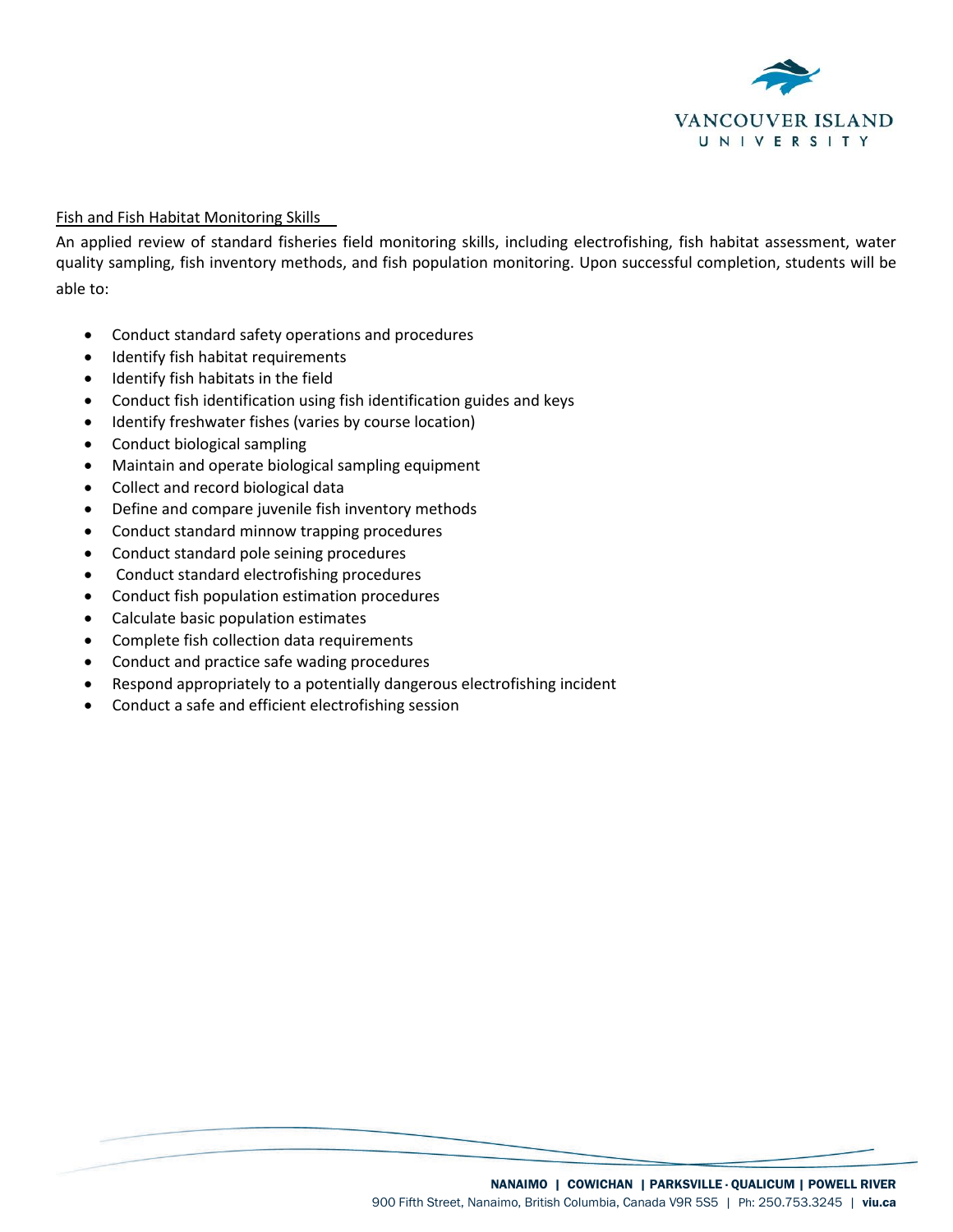## Fish and Fish Habitat Monitoring Skills

An applied review of standard fisheries field monitoring skills, including electrofishing, fish habitat assessment, water quality sampling, fish inventory methods, and fish population monitoring. Upon successful completion, students will be able to:

- Conduct standard safety operations and procedures
- Identify fish habitat requirements
- Identify fish habitats in the field
- Conduct fish identification using fish identification guides and keys
- Identify freshwater fishes (varies by course location)
- Conduct biological sampling
- Maintain and operate biological sampling equipment
- Collect and record biological data
- Define and compare juvenile fish inventory methods
- Conduct standard minnow trapping procedures
- Conduct standard pole seining procedures
- Conduct standard electrofishing procedures
- Conduct fish population estimation procedures
- Calculate basic population estimates
- Complete fish collection data requirements
- Conduct and practice safe wading procedures
- Respond appropriately to a potentially dangerous electrofishing incident
- Conduct a safe and efficient electrofishing session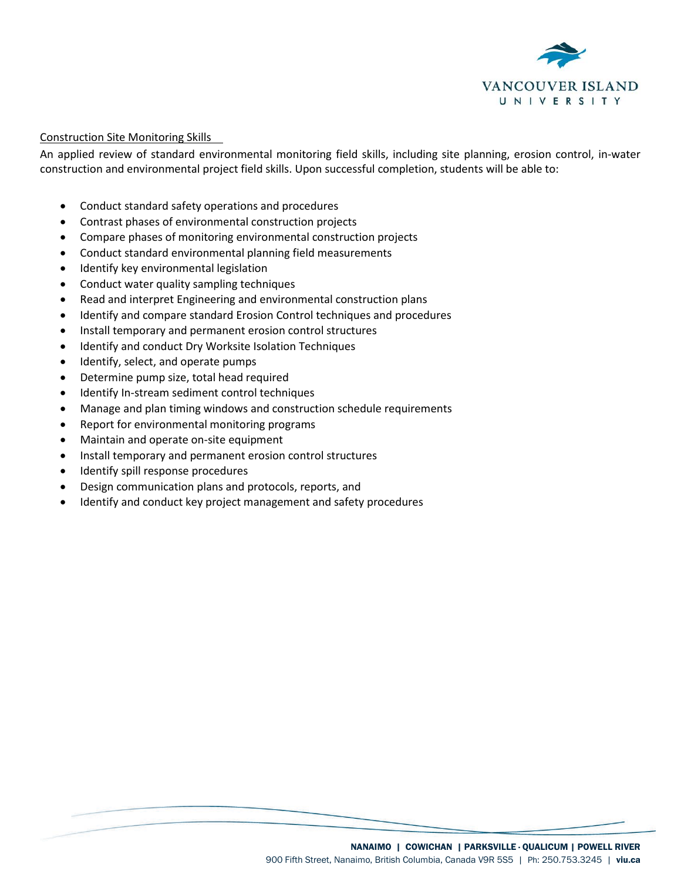Construction Site Monitoring Skills

An applied review of standard environmental monitoring field skills, including site planning, erosion control, in-water construction and environmental project field skills. Upon successful completion, students will be able to:

- Conduct standard safety operations and procedures
- Contrast phases of environmental construction projects
- Compare phases of monitoring environmental construction projects
- Conduct standard environmental planning field measurements
- Identify key environmental legislation
- Conduct water quality sampling techniques
- Read and interpret Engineering and environmental construction plans
- Identify and compare standard Erosion Control techniques and procedures
- Install temporary and permanent erosion control structures
- Identify and conduct Dry Worksite Isolation Techniques
- Identify, select, and operate pumps
- Determine pump size, total head required
- Identify In-stream sediment control techniques
- Manage and plan timing windows and construction schedule requirements
- Report for environmental monitoring programs
- Maintain and operate on-site equipment
- Install temporary and permanent erosion control structures
- Identify spill response procedures
- Design communication plans and protocols, reports, and
- Identify and conduct key project management and safety procedures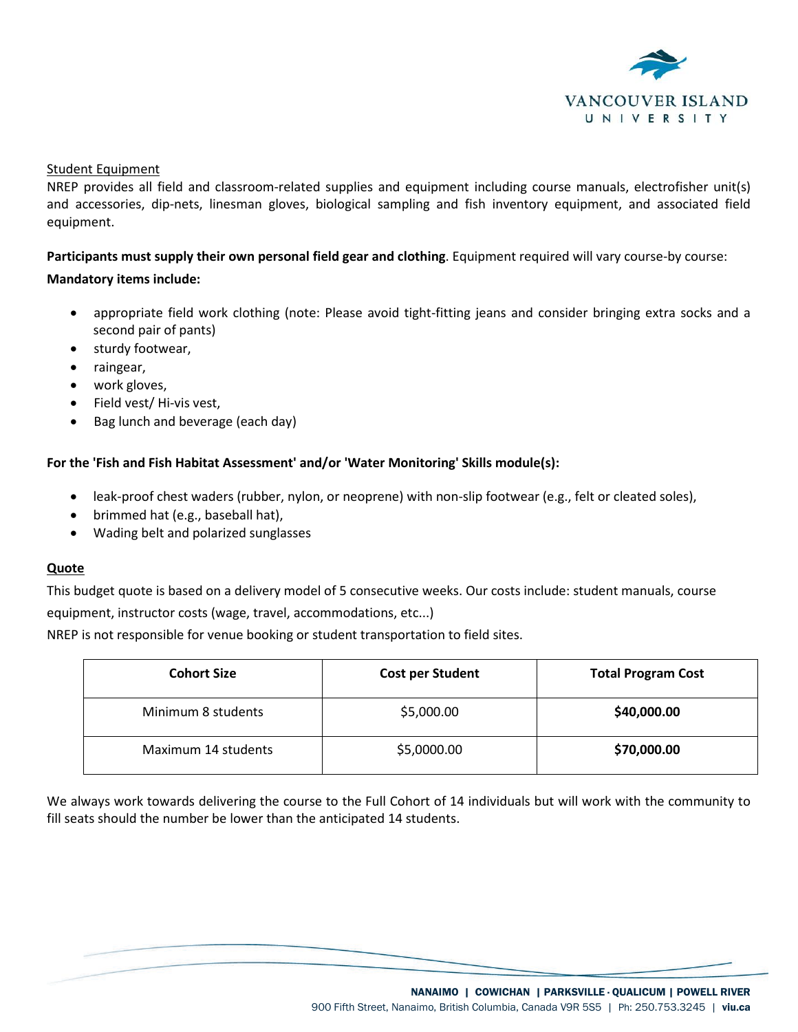Student Equipment

NREP provides all field and classroom-related supplies and equipment including course manuals, electrofisher unit(s) and accessories, dip-nets, linesman gloves, biological sampling and fish inventory equipment, and associated field equipment.

**Participants must supply their own personal field gear and clothing**. Equipment required will vary course-by course:

**Mandatory items include:**

- appropriate field work clothing (note: Please avoid tight-fitting jeans and consider bringing extra socks and a second pair of pants)
- sturdy footwear,
- raingear,
- work gloves,
- Field vest/ Hi-vis vest,
- Bag lunch and beverage (each day)

**For the 'Fish and Fish Habitat Assessment' and/or 'Water Monitoring' Skills module(s):**

- leak-proof chest waders (rubber, nylon, or neoprene) with non-slip footwear (e.g., felt or cleated soles),
- brimmed hat (e.g., baseball hat),
- Wading belt and polarized sunglasses

**Quote**

This budget quote is based on a delivery model of 5 consecutive weeks. Our costs include: student manuals, course equipment, instructor costs (wage, travel, accommodations, etc...)

NREP is not responsible for venue booking or student transportation to field sites.

| Cohort Size | Cost per Student | Total Program Cost |
|---|---|---|
| Minimum 8 students | $5,000.00 | **$40,000.00** |
| Maximum 14 students | $5,0000.00 | **$70,000.00** |

We always work towards delivering the course to the Full Cohort of 14 individuals but will work with the community to fill seats should the number be lower than the anticipated 14 students.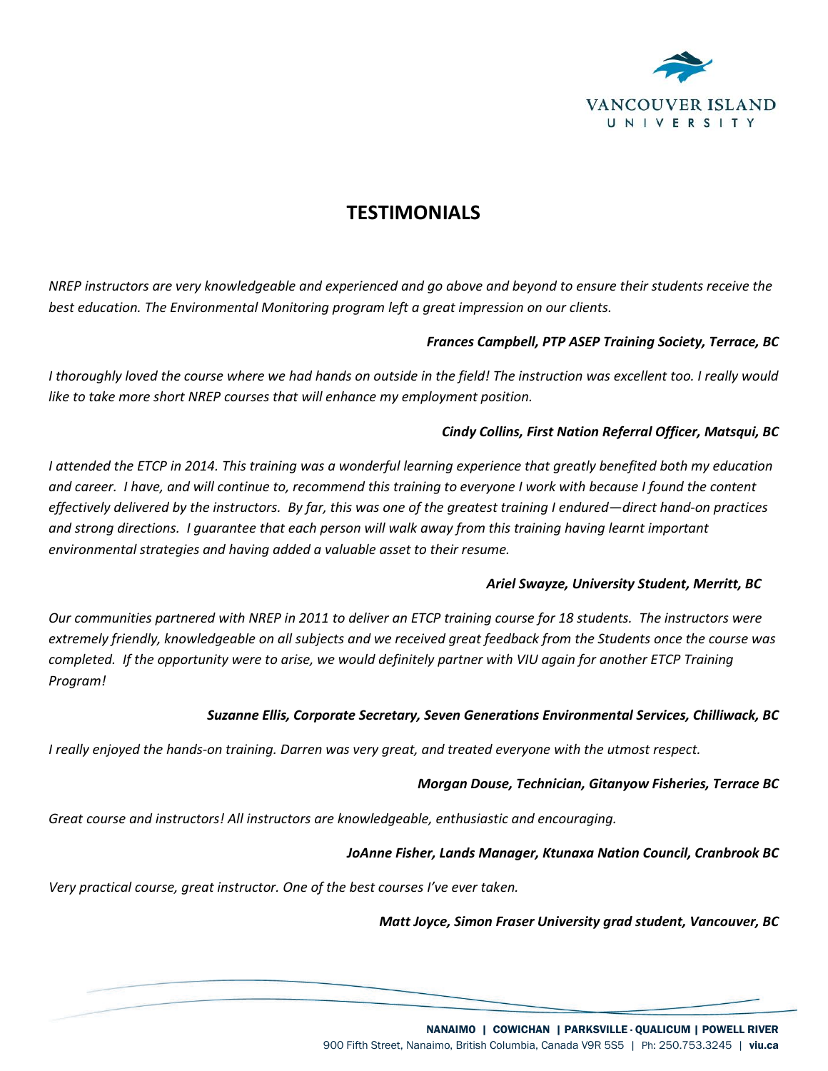# TESTIMONIALS

*NREP instructors are very knowledgeable and experienced and go above and beyond to ensure their students receive the best education. The Environmental Monitoring program left a great impression on our clients.*

***Frances Campbell, PTP ASEP Training Society, Terrace, BC***

*I thoroughly loved the course where we had hands on outside in the field! The instruction was excellent too. I really would like to take more short NREP courses that will enhance my employment position.*

***Cindy Collins, First Nation Referral Officer, Matsqui, BC***

*I attended the ETCP in 2014. This training was a wonderful learning experience that greatly benefited both my education and career. I have, and will continue to, recommend this training to everyone I work with because I found the content effectively delivered by the instructors. By far, this was one of the greatest training I endured—direct hand-on practices and strong directions. I guarantee that each person will walk away from this training having learnt important environmental strategies and having added a valuable asset to their resume.*

***Ariel Swayze, University Student, Merritt, BC***

*Our communities partnered with NREP in 2011 to deliver an ETCP training course for 18 students. The instructors were extremely friendly, knowledgeable on all subjects and we received great feedback from the Students once the course was completed. If the opportunity were to arise, we would definitely partner with VIU again for another ETCP Training Program!*

***Suzanne Ellis, Corporate Secretary, Seven Generations Environmental Services, Chilliwack, BC***

*I really enjoyed the hands-on training. Darren was very great, and treated everyone with the utmost respect.*

***Morgan Douse, Technician, Gitanyow Fisheries, Terrace BC***

*Great course and instructors! All instructors are knowledgeable, enthusiastic and encouraging.*

***JoAnne Fisher, Lands Manager, Ktunaxa Nation Council, Cranbrook BC***

*Very practical course, great instructor. One of the best courses I've ever taken.*

***Matt Joyce, Simon Fraser University grad student, Vancouver, BC***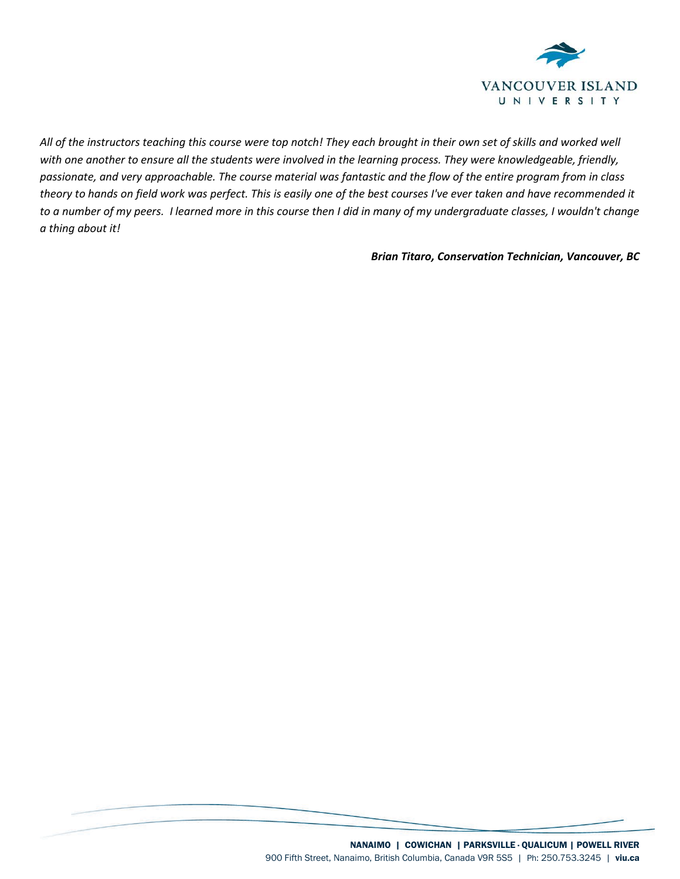*All of the instructors teaching this course were top notch! They each brought in their own set of skills and worked well with one another to ensure all the students were involved in the learning process. They were knowledgeable, friendly, passionate, and very approachable. The course material was fantastic and the flow of the entire program from in class theory to hands on field work was perfect. This is easily one of the best courses I've ever taken and have recommended it to a number of my peers. I learned more in this course then I did in many of my undergraduate classes, I wouldn't change a thing about it!*

***Brian Titaro, Conservation Technician, Vancouver, BC***